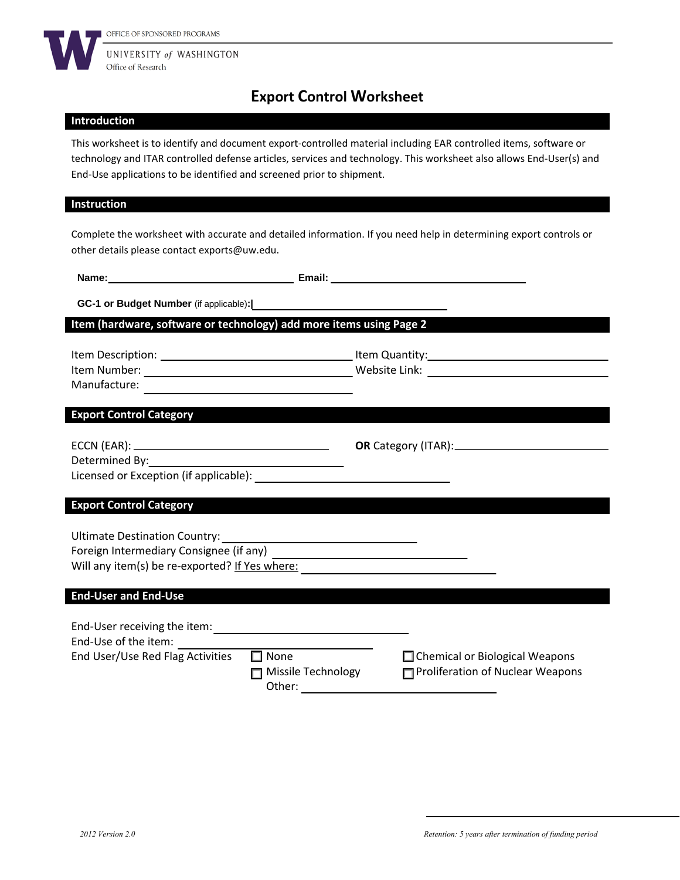OFFICE OF SPONSORED PROGRAMS

UNIVERSITY of WASHINGTON
Office of Research

# Export Control Worksheet

## Introduction

This worksheet is to identify and document export-controlled material including EAR controlled items, software or technology and ITAR controlled defense articles, services and technology. This worksheet also allows End-User(s) and End-Use applications to be identified and screened prior to shipment.

## Instruction

Complete the worksheet with accurate and detailed information. If you need help in determining export controls or other details please contact exports@uw.edu.

**Name:** ______________________ **Email:** ______________________

**GC-1 or Budget Number** (if applicable)**:** ______________________

## Item (hardware, software or technology) add more items using Page 2

Item Description: ______________________ Item Quantity: ______________________

Item Number: ______________________ Website Link: ______________________

Manufacture: ______________________

## Export Control Category

ECCN (EAR): ______________________ **OR** Category (ITAR): ______________________

Determined By: ______________________

Licensed or Exception (if applicable): ______________________

## Export Control Category

Ultimate Destination Country: ______________________

Foreign Intermediary Consignee (if any) ______________________

Will any item(s) be re-exported? If Yes where: ______________________

## End-User and End-Use

End-User receiving the item: ______________________

End-Use of the item: ______________________

End User/Use Red Flag Activities

- ☐ None
- ☐ Chemical or Biological Weapons
- ☐ Missile Technology
- ☐ Proliferation of Nuclear Weapons
- Other: ______________________

*2012 Version 2.0*

*Retention: 5 years after termination of funding period*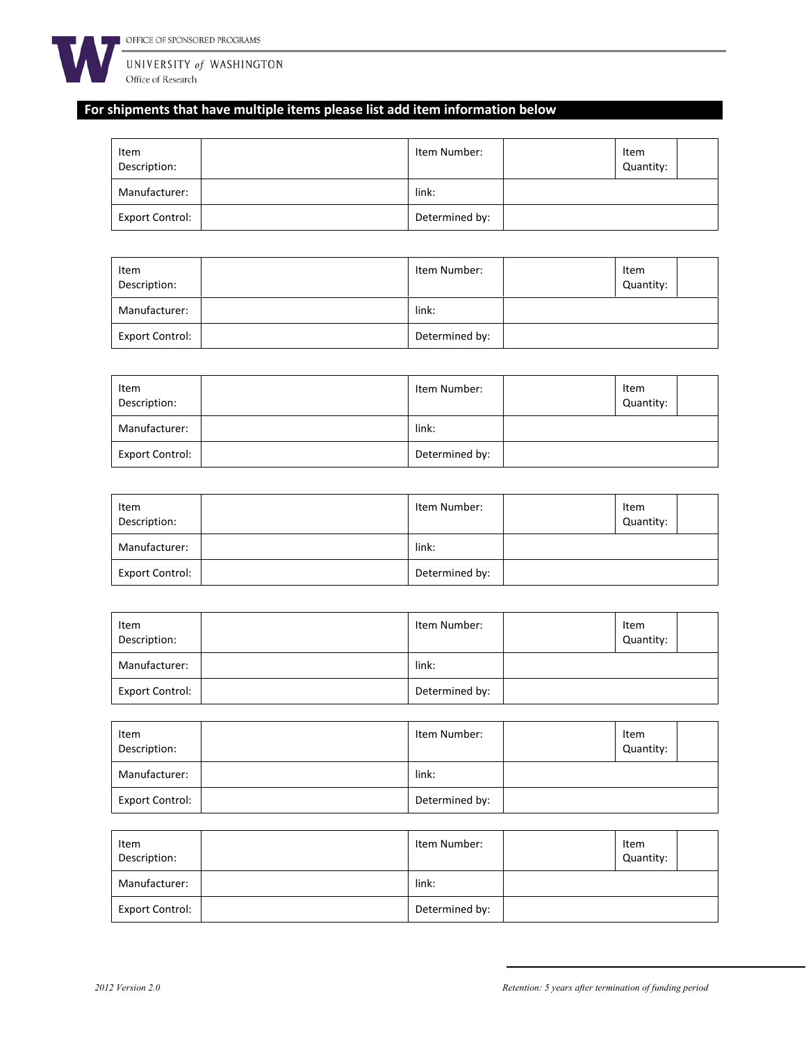## For shipments that have multiple items please list add item information below

| | | | | | |
|---|---|---|---|---|---|
| Item Description: | | Item Number: | | Item Quantity: | |
| Manufacturer: | | link: | | | |
| Export Control: | | Determined by: | | | |

| | | | | | |
|---|---|---|---|---|---|
| Item Description: | | Item Number: | | Item Quantity: | |
| Manufacturer: | | link: | | | |
| Export Control: | | Determined by: | | | |

| | | | | | |
|---|---|---|---|---|---|
| Item Description: | | Item Number: | | Item Quantity: | |
| Manufacturer: | | link: | | | |
| Export Control: | | Determined by: | | | |

| | | | | | |
|---|---|---|---|---|---|
| Item Description: | | Item Number: | | Item Quantity: | |
| Manufacturer: | | link: | | | |
| Export Control: | | Determined by: | | | |

| | | | | | |
|---|---|---|---|---|---|
| Item Description: | | Item Number: | | Item Quantity: | |
| Manufacturer: | | link: | | | |
| Export Control: | | Determined by: | | | |

| | | | | | |
|---|---|---|---|---|---|
| Item Description: | | Item Number: | | Item Quantity: | |
| Manufacturer: | | link: | | | |
| Export Control: | | Determined by: | | | |

| | | | | | |
|---|---|---|---|---|---|
| Item Description: | | Item Number: | | Item Quantity: | |
| Manufacturer: | | link: | | | |
| Export Control: | | Determined by: | | | |

*2012 Version 2.0*

*Retention: 5 years after termination of funding period*